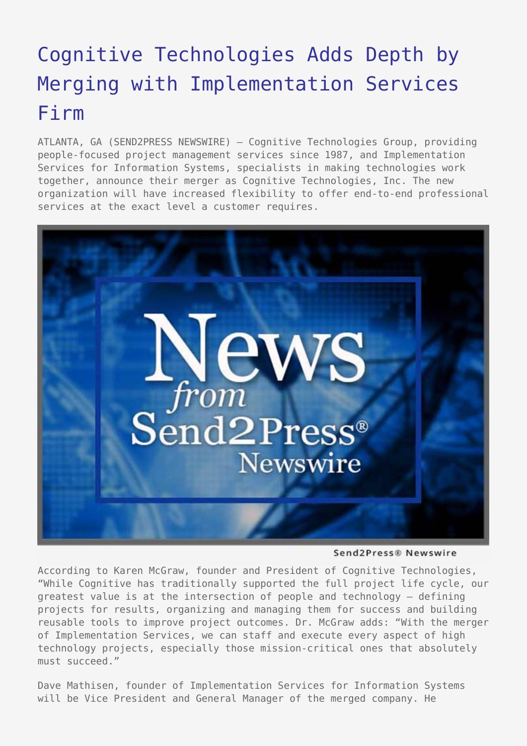# Cognitive Technologies Adds Depth by Merging with Implementation Services Firm

ATLANTA, GA (SEND2PRESS NEWSWIRE) — Cognitive Technologies Group, providing people-focused project management services since 1987, and Implementation Services for Information Systems, specialists in making technologies work together, announce their merger as Cognitive Technologies, Inc. The new organization will have increased flexibility to offer end-to-end professional services at the exact level a customer requires.

According to Karen McGraw, founder and President of Cognitive Technologies, "While Cognitive has traditionally supported the full project life cycle, our greatest value is at the intersection of people and technology – defining projects for results, organizing and managing them for success and building reusable tools to improve project outcomes. Dr. McGraw adds: "With the merger of Implementation Services, we can staff and execute every aspect of high technology projects, especially those mission-critical ones that absolutely must succeed."

Dave Mathisen, founder of Implementation Services for Information Systems will be Vice President and General Manager of the merged company. He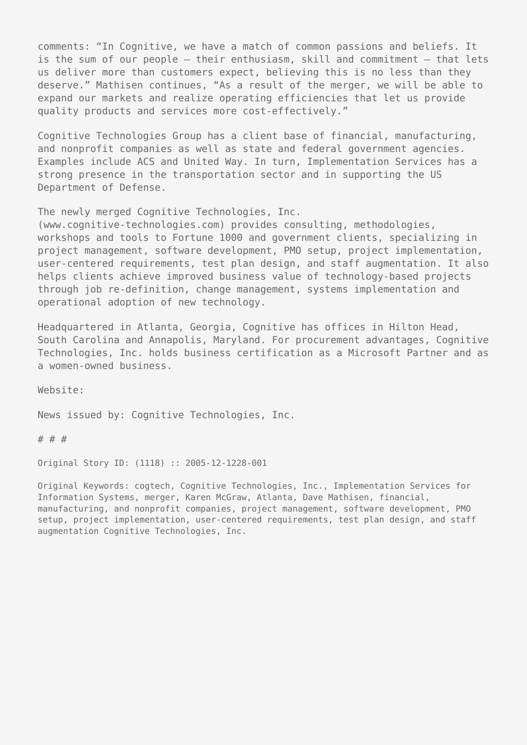comments: “In Cognitive, we have a match of common passions and beliefs. It is the sum of our people – their enthusiasm, skill and commitment – that lets us deliver more than customers expect, believing this is no less than they deserve.” Mathisen continues, “As a result of the merger, we will be able to expand our markets and realize operating efficiencies that let us provide quality products and services more cost-effectively.”

Cognitive Technologies Group has a client base of financial, manufacturing, and nonprofit companies as well as state and federal government agencies. Examples include ACS and United Way. In turn, Implementation Services has a strong presence in the transportation sector and in supporting the US Department of Defense.

The newly merged Cognitive Technologies, Inc. (www.cognitive-technologies.com) provides consulting, methodologies, workshops and tools to Fortune 1000 and government clients, specializing in project management, software development, PMO setup, project implementation, user-centered requirements, test plan design, and staff augmentation. It also helps clients achieve improved business value of technology-based projects through job re-definition, change management, systems implementation and operational adoption of new technology.

Headquartered in Atlanta, Georgia, Cognitive has offices in Hilton Head, South Carolina and Annapolis, Maryland. For procurement advantages, Cognitive Technologies, Inc. holds business certification as a Microsoft Partner and as a women-owned business.

Website:

News issued by: Cognitive Technologies, Inc.

# # #

Original Story ID: (1118) :: 2005-12-1228-001

Original Keywords: cogtech, Cognitive Technologies, Inc., Implementation Services for Information Systems, merger, Karen McGraw, Atlanta, Dave Mathisen, financial, manufacturing, and nonprofit companies, project management, software development, PMO setup, project implementation, user-centered requirements, test plan design, and staff augmentation Cognitive Technologies, Inc.